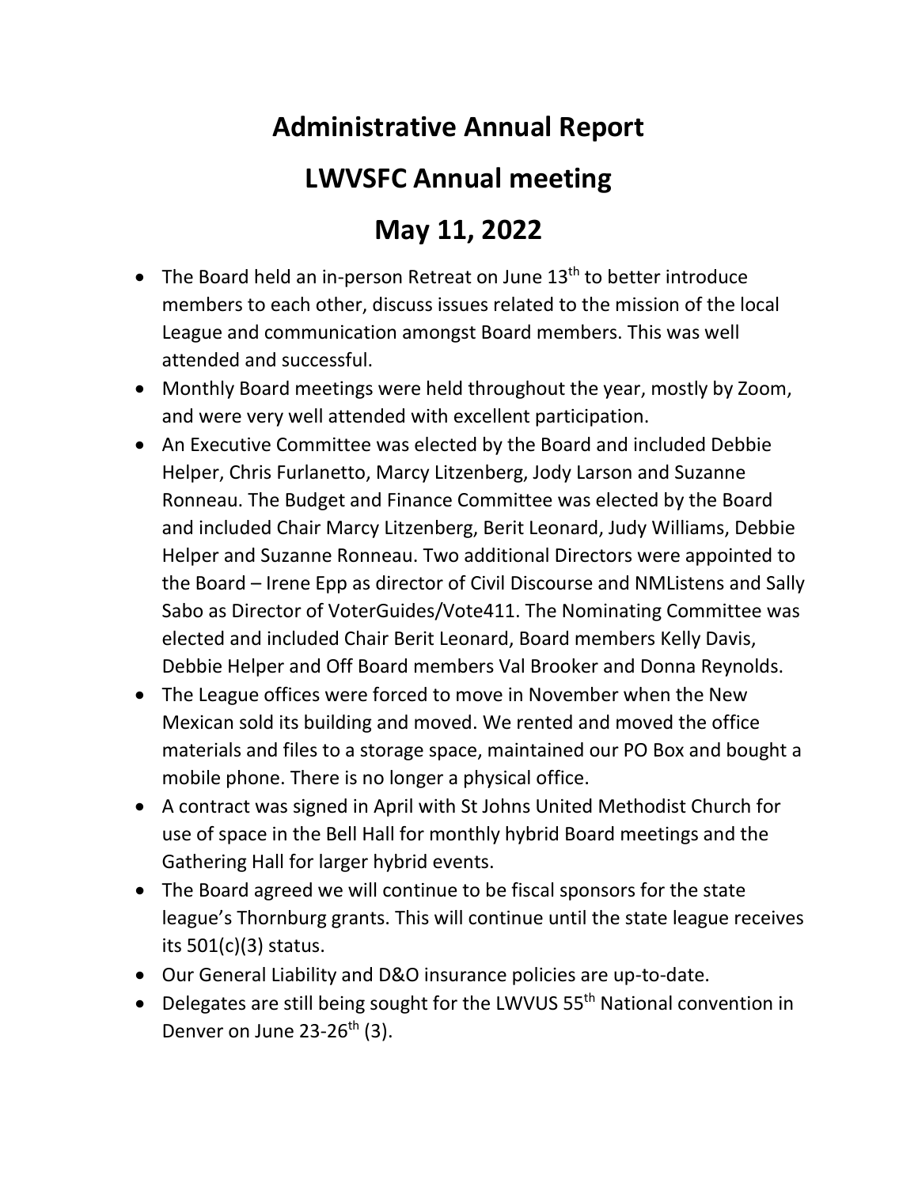# Administrative Annual Report

# LWVSFC Annual meeting

# May 11, 2022

- The Board held an in-person Retreat on June 13th to better introduce members to each other, discuss issues related to the mission of the local League and communication amongst Board members. This was well attended and successful.
- Monthly Board meetings were held throughout the year, mostly by Zoom, and were very well attended with excellent participation.
- An Executive Committee was elected by the Board and included Debbie Helper, Chris Furlanetto, Marcy Litzenberg, Jody Larson and Suzanne Ronneau. The Budget and Finance Committee was elected by the Board and included Chair Marcy Litzenberg, Berit Leonard, Judy Williams, Debbie Helper and Suzanne Ronneau. Two additional Directors were appointed to the Board – Irene Epp as director of Civil Discourse and NMListens and Sally Sabo as Director of VoterGuides/Vote411. The Nominating Committee was elected and included Chair Berit Leonard, Board members Kelly Davis, Debbie Helper and Off Board members Val Brooker and Donna Reynolds.
- The League offices were forced to move in November when the New Mexican sold its building and moved. We rented and moved the office materials and files to a storage space, maintained our PO Box and bought a mobile phone. There is no longer a physical office.
- A contract was signed in April with St Johns United Methodist Church for use of space in the Bell Hall for monthly hybrid Board meetings and the Gathering Hall for larger hybrid events.
- The Board agreed we will continue to be fiscal sponsors for the state league's Thornburg grants. This will continue until the state league receives its 501(c)(3) status.
- Our General Liability and D&O insurance policies are up-to-date.
- Delegates are still being sought for the LWVUS 55th National convention in Denver on June 23-26th (3).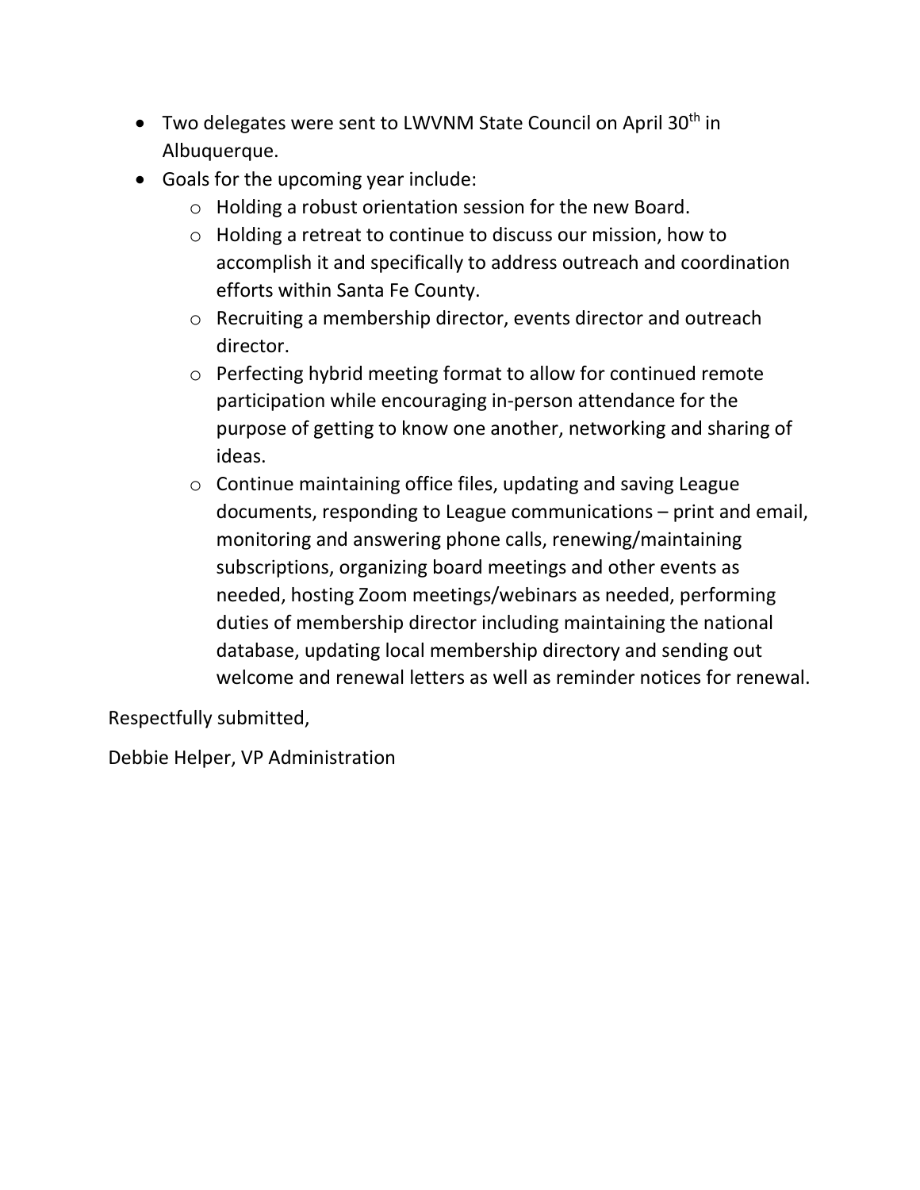- Two delegates were sent to LWVNM State Council on April 30th in Albuquerque.
- Goals for the upcoming year include:
  - Holding a robust orientation session for the new Board.
  - Holding a retreat to continue to discuss our mission, how to accomplish it and specifically to address outreach and coordination efforts within Santa Fe County.
  - Recruiting a membership director, events director and outreach director.
  - Perfecting hybrid meeting format to allow for continued remote participation while encouraging in-person attendance for the purpose of getting to know one another, networking and sharing of ideas.
  - Continue maintaining office files, updating and saving League documents, responding to League communications – print and email, monitoring and answering phone calls, renewing/maintaining subscriptions, organizing board meetings and other events as needed, hosting Zoom meetings/webinars as needed, performing duties of membership director including maintaining the national database, updating local membership directory and sending out welcome and renewal letters as well as reminder notices for renewal.

Respectfully submitted,

Debbie Helper, VP Administration